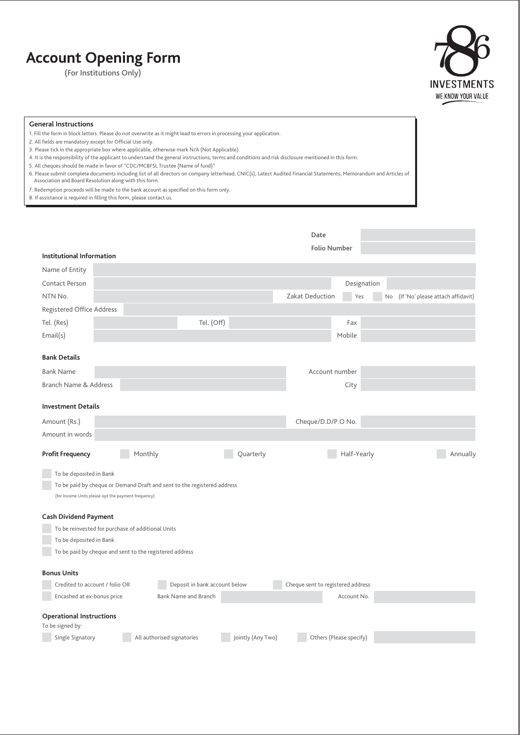# Account Opening Form

(For Institutions Only)

786 INVESTMENTS
WE KNOW YOUR VALUE

**General Instructions**

1. Fill the form in block letters. Please do not overwrite as it might lead to errors in processing your application.
2. All fields are mandatory except for Official Use only.
3. Please tick in the appropriate box where applicable, otherwise mark N/A (Not Applicable).
4. It is the responsibility of the applicant to understand the general instructions, terms and conditions and risk disclosure mentioned in this form.
5. All cheques should be made in favor of "CDC/MCBFSL Trustee (Name of fund)"
6. Please submit complete documents including list of all directors on company letterhead, CNIC(s), Latest Audited Financial Statements, Memorandum and Articles of Association and Board Resolution along with this form.
7. Redemption proceeds will be made to the bank account as specified on this form only.
8. If assistance is required in filling this form, please contact us.

Date

Folio Number

**Institutional Information**

Name of Entity

Contact Person | Designation

NTN No. | Zakat Deduction ☐ Yes ☐ No (If 'No' please attach affidavit)

Registered Office Address

Tel. (Res) | Tel. (Off) | Fax

Email(s) | Mobile

**Bank Details**

Bank Name | Account number

Branch Name & Address | City

**Investment Details**

Amount (Rs.) | Cheque/D.D/P.O No.

Amount in words

**Profit Frequency** ☐ Monthly ☐ Quarterly ☐ Half-Yearly ☐ Annually

☐ To be deposited in Bank

☐ To be paid by cheque or Demand Draft and sent to the registered address

(for Income Units please opt the payment frequency)

**Cash Dividend Payment**

☐ To be reinvested for purchase of additional Units

☐ To be deposited in Bank

☐ To be paid by cheque and sent to the registered address

**Bonus Units**

☐ Credited to account / folio OR ☐ Deposit in bank account below ☐ Cheque sent to registered address

☐ Encashed at ex-bonus price | Bank Name and Branch | Account No.

**Operational Instructions**

To be signed by:

☐ Single Signatory ☐ All authorised signatories ☐ Jointly (Any Two) ☐ Others (Please specify)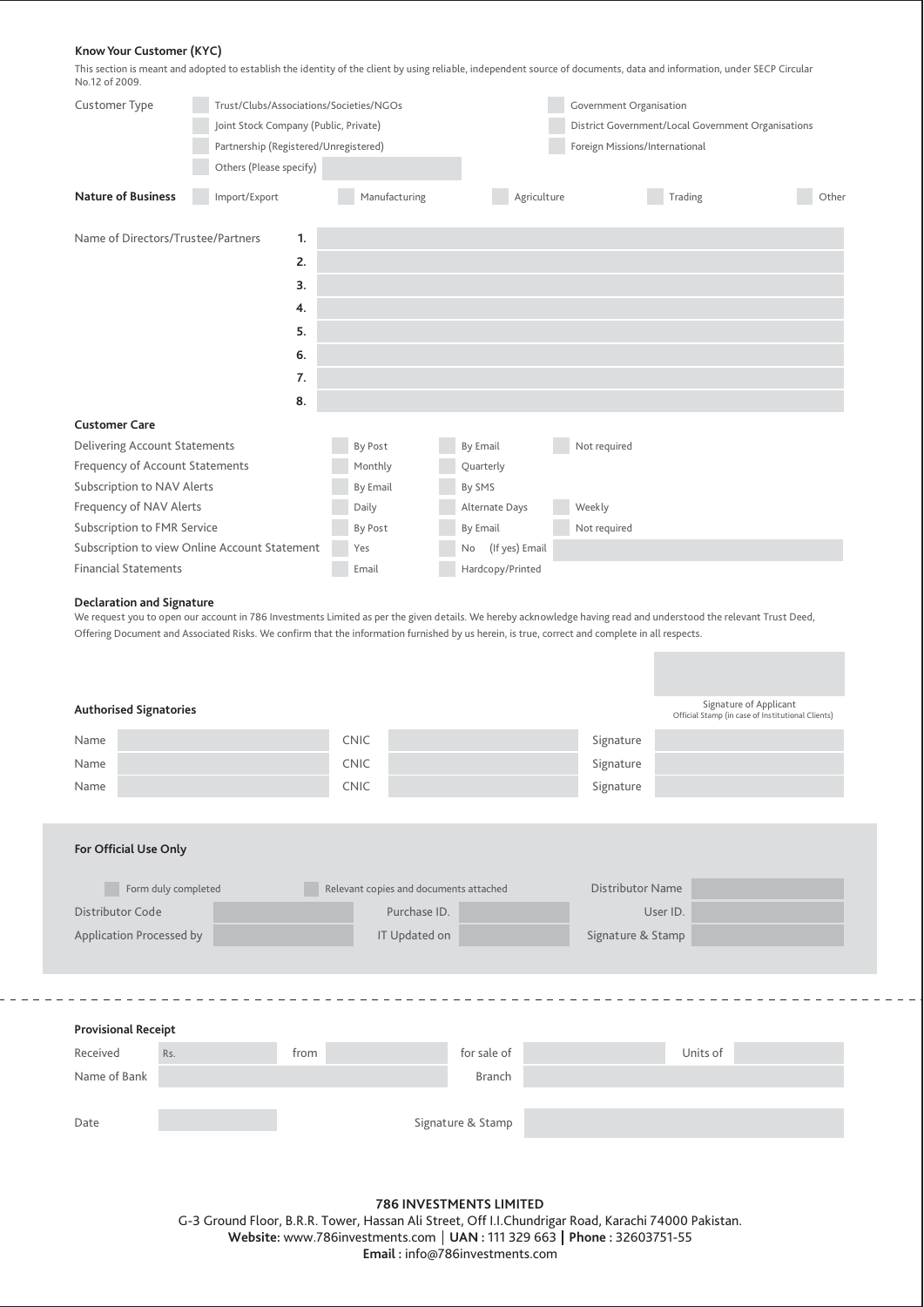## Know Your Customer (KYC)

This section is meant and adopted to establish the identity of the client by using reliable, independent source of documents, data and information, under SECP Circular No.12 of 2009.

| | | |
|---|---|---|
| Customer Type | Trust/Clubs/Associations/Societies/NGOs | Government Organisation |
| | Joint Stock Company (Public, Private) | District Government/Local Government Organisations |
| | Partnership (Registered/Unregistered) | Foreign Missions/International |
| | Others (Please specify) | |

| | | | | | |
|---|---|---|---|---|---|
| **Nature of Business** | Import/Export | Manufacturing | Agriculture | Trading | Other |

Name of Directors/Trustee/Partners

1.
2.
3.
4.
5.
6.
7.
8.

### Customer Care

| | | | |
|---|---|---|---|
| Delivering Account Statements | By Post | By Email | Not required |
| Frequency of Account Statements | Monthly | Quarterly | |
| Subscription to NAV Alerts | By Email | By SMS | |
| Frequency of NAV Alerts | Daily | Alternate Days | Weekly |
| Subscription to FMR Service | By Post | By Email | Not required |
| Subscription to view Online Account Statement | Yes | No (If yes) Email | |
| Financial Statements | Email | Hardcopy/Printed | |

### Declaration and Signature

We request you to open our account in 786 Investments Limited as per the given details. We hereby acknowledge having read and understood the relevant Trust Deed, Offering Document and Associated Risks. We confirm that the information furnished by us herein, is true, correct and complete in all respects.

Signature of Applicant
Official Stamp (in case of Institutional Clients)

### Authorised Signatories

| | | | | | |
|---|---|---|---|---|---|
| Name | | CNIC | | Signature | |
| Name | | CNIC | | Signature | |
| Name | | CNIC | | Signature | |

### For Official Use Only

Form duly completed    Relevant copies and documents attached

| | | | | | |
|---|---|---|---|---|---|
| | | | | Distributor Name | |
| Distributor Code | | Purchase ID. | | User ID. | |
| Application Processed by | | IT Updated on | | Signature & Stamp | |

### Provisional Receipt

| | | | | | | | |
|---|---|---|---|---|---|---|---|
| Received | Rs. | from | | for sale of | | Units of | |
| Name of Bank | | | | Branch | | | |
| Date | | | | Signature & Stamp | | | |

**786 INVESTMENTS LIMITED**
G-3 Ground Floor, B.R.R. Tower, Hassan Ali Street, Off I.I.Chundrigar Road, Karachi 74000 Pakistan.
**Website:** www.786investments.com | **UAN :** 111 329 663 | **Phone :** 32603751-55
**Email :** info@786investments.com